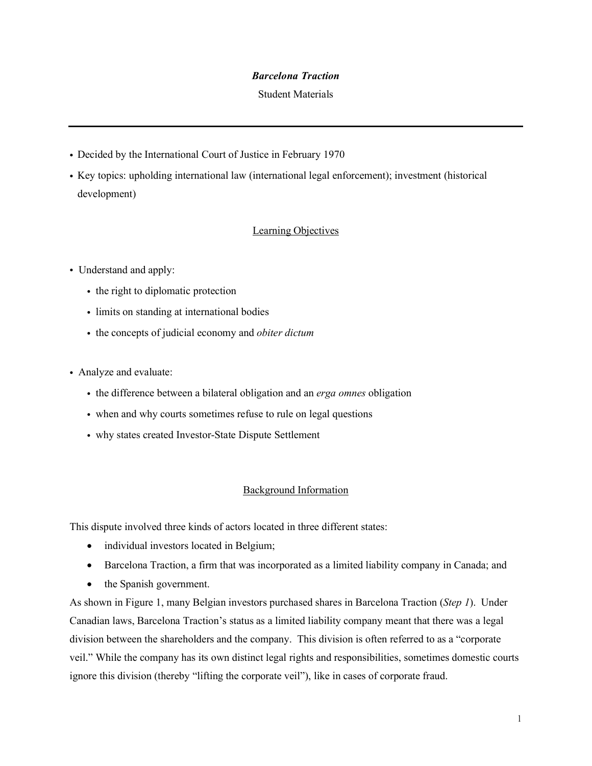# *Barcelona Traction*

Student Materials

---

- Decided by the International Court of Justice in February 1970
- Key topics: upholding international law (international legal enforcement); investment (historical development)

## Learning Objectives

- Understand and apply:
  - the right to diplomatic protection
  - limits on standing at international bodies
  - the concepts of judicial economy and *obiter dictum*

- Analyze and evaluate:
  - the difference between a bilateral obligation and an *erga omnes* obligation
  - when and why courts sometimes refuse to rule on legal questions
  - why states created Investor-State Dispute Settlement

## Background Information

This dispute involved three kinds of actors located in three different states:

- individual investors located in Belgium;
- Barcelona Traction, a firm that was incorporated as a limited liability company in Canada; and
- the Spanish government.

As shown in Figure 1, many Belgian investors purchased shares in Barcelona Traction (*Step 1*). Under Canadian laws, Barcelona Traction's status as a limited liability company meant that there was a legal division between the shareholders and the company. This division is often referred to as a "corporate veil." While the company has its own distinct legal rights and responsibilities, sometimes domestic courts ignore this division (thereby "lifting the corporate veil"), like in cases of corporate fraud.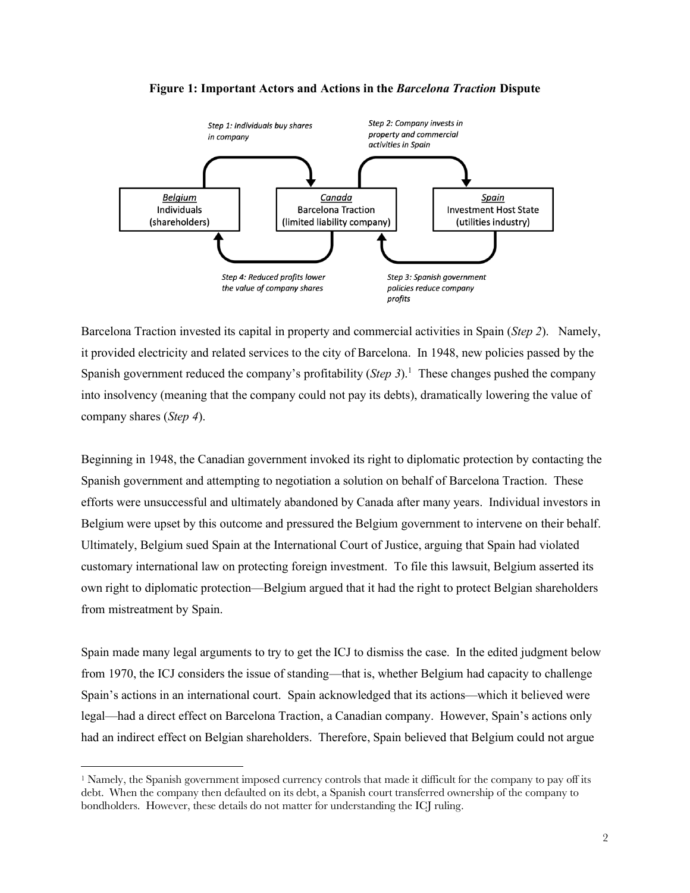**Figure 1: Important Actors and Actions in the *Barcelona Traction* Dispute**

*Belgium* Individuals (shareholders)

*Canada* Barcelona Traction (limited liability company)

*Spain* Investment Host State (utilities industry)

*Step 1: Individuals buy shares in company*

*Step 2: Company invests in property and commercial activities in Spain*

*Step 3: Spanish government policies reduce company profits*

*Step 4: Reduced profits lower the value of company shares*

Barcelona Traction invested its capital in property and commercial activities in Spain (*Step 2*). Namely, it provided electricity and related services to the city of Barcelona. In 1948, new policies passed by the Spanish government reduced the company's profitability (*Step 3*).[1] These changes pushed the company into insolvency (meaning that the company could not pay its debts), dramatically lowering the value of company shares (*Step 4*).

Beginning in 1948, the Canadian government invoked its right to diplomatic protection by contacting the Spanish government and attempting to negotiation a solution on behalf of Barcelona Traction. These efforts were unsuccessful and ultimately abandoned by Canada after many years. Individual investors in Belgium were upset by this outcome and pressured the Belgium government to intervene on their behalf. Ultimately, Belgium sued Spain at the International Court of Justice, arguing that Spain had violated customary international law on protecting foreign investment. To file this lawsuit, Belgium asserted its own right to diplomatic protection—Belgium argued that it had the right to protect Belgian shareholders from mistreatment by Spain.

Spain made many legal arguments to try to get the ICJ to dismiss the case. In the edited judgment below from 1970, the ICJ considers the issue of standing—that is, whether Belgium had capacity to challenge Spain's actions in an international court. Spain acknowledged that its actions—which it believed were legal—had a direct effect on Barcelona Traction, a Canadian company. However, Spain's actions only had an indirect effect on Belgian shareholders. Therefore, Spain believed that Belgium could not argue

[1] Namely, the Spanish government imposed currency controls that made it difficult for the company to pay off its debt. When the company then defaulted on its debt, a Spanish court transferred ownership of the company to bondholders. However, these details do not matter for understanding the ICJ ruling.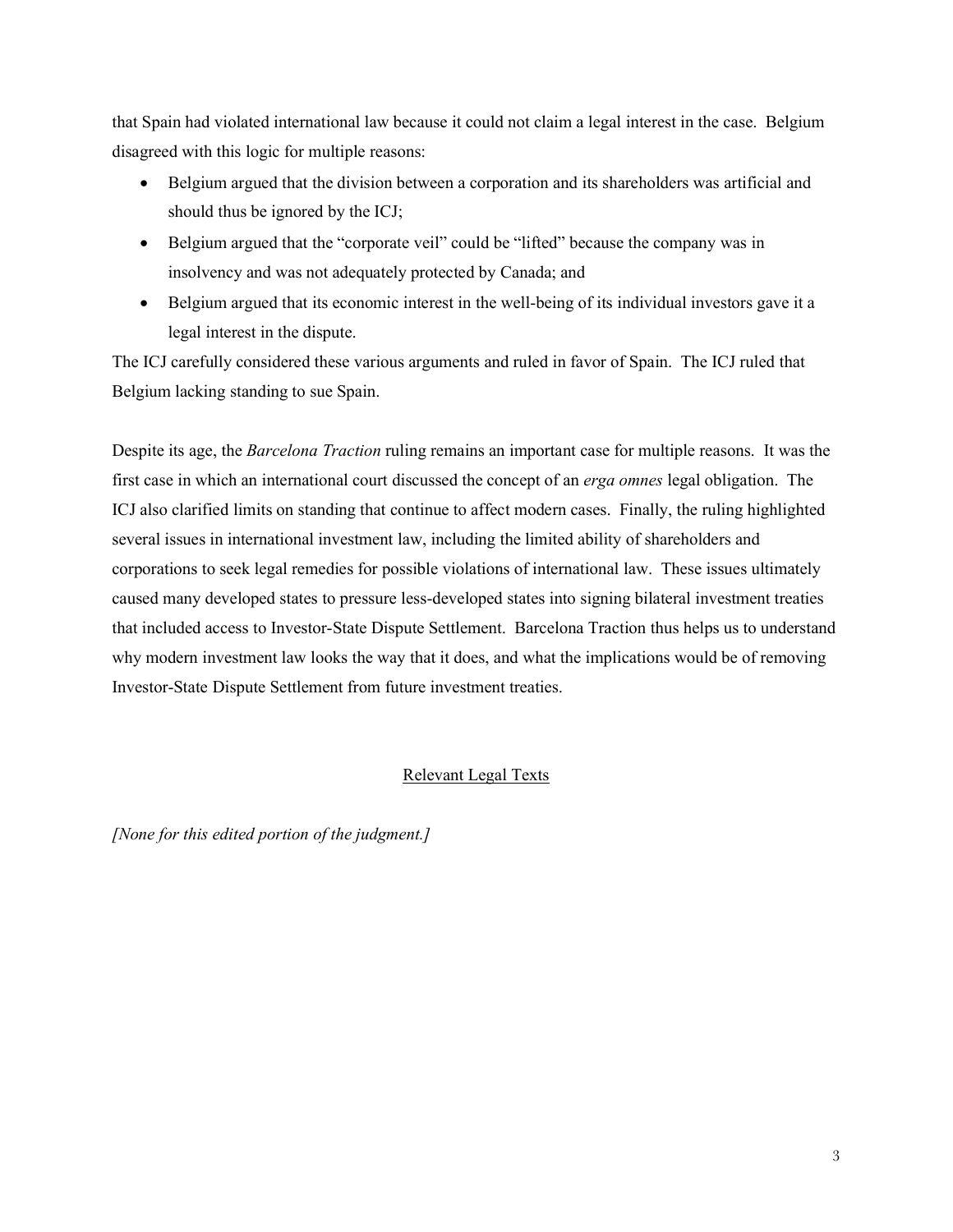that Spain had violated international law because it could not claim a legal interest in the case. Belgium disagreed with this logic for multiple reasons:

- Belgium argued that the division between a corporation and its shareholders was artificial and should thus be ignored by the ICJ;
- Belgium argued that the "corporate veil" could be "lifted" because the company was in insolvency and was not adequately protected by Canada; and
- Belgium argued that its economic interest in the well-being of its individual investors gave it a legal interest in the dispute.

The ICJ carefully considered these various arguments and ruled in favor of Spain. The ICJ ruled that Belgium lacking standing to sue Spain.

Despite its age, the *Barcelona Traction* ruling remains an important case for multiple reasons. It was the first case in which an international court discussed the concept of an *erga omnes* legal obligation. The ICJ also clarified limits on standing that continue to affect modern cases. Finally, the ruling highlighted several issues in international investment law, including the limited ability of shareholders and corporations to seek legal remedies for possible violations of international law. These issues ultimately caused many developed states to pressure less-developed states into signing bilateral investment treaties that included access to Investor-State Dispute Settlement. Barcelona Traction thus helps us to understand why modern investment law looks the way that it does, and what the implications would be of removing Investor-State Dispute Settlement from future investment treaties.

## Relevant Legal Texts

*[None for this edited portion of the judgment.]*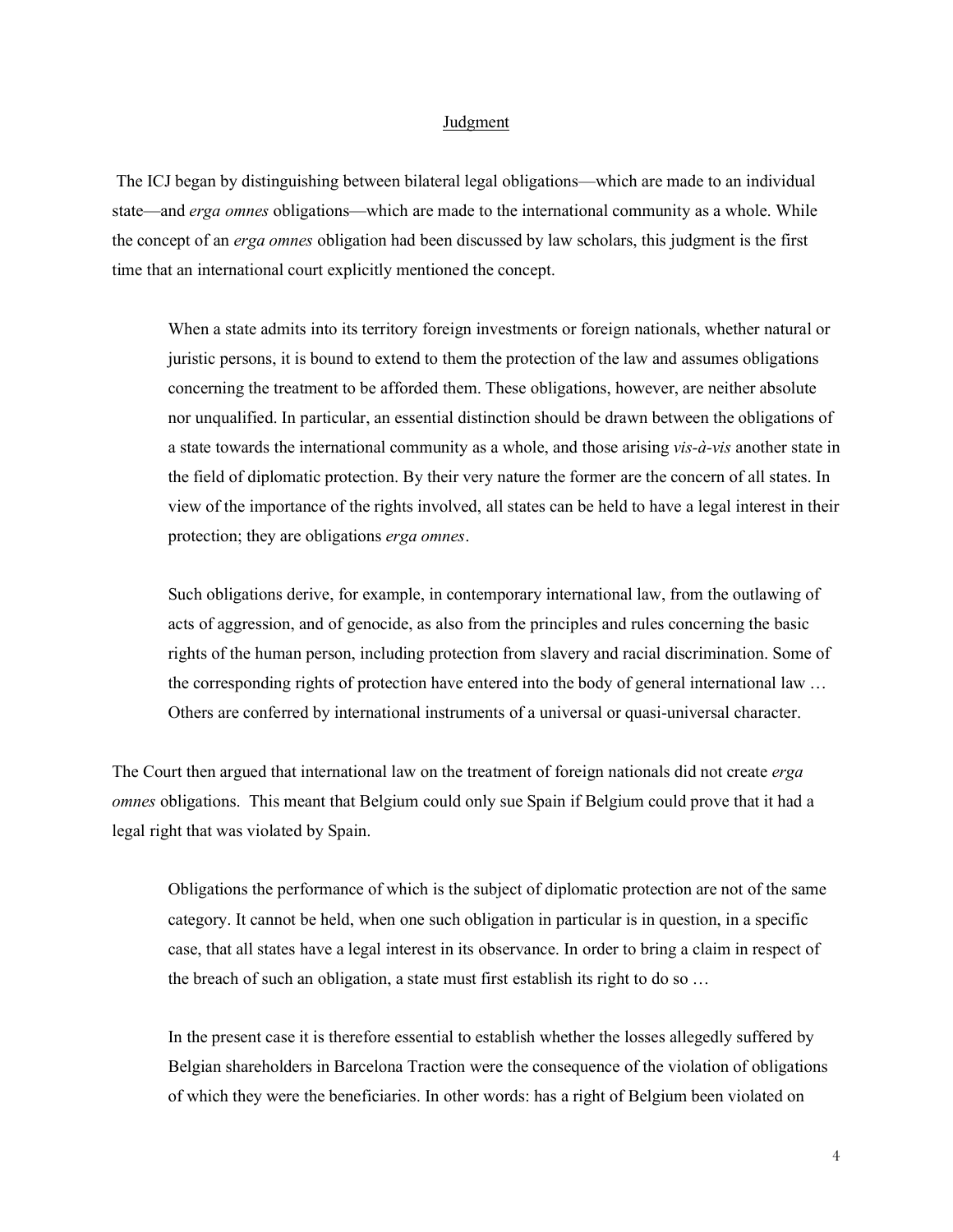## Judgment

The ICJ began by distinguishing between bilateral legal obligations—which are made to an individual state—and *erga omnes* obligations—which are made to the international community as a whole. While the concept of an *erga omnes* obligation had been discussed by law scholars, this judgment is the first time that an international court explicitly mentioned the concept.

> When a state admits into its territory foreign investments or foreign nationals, whether natural or juristic persons, it is bound to extend to them the protection of the law and assumes obligations concerning the treatment to be afforded them. These obligations, however, are neither absolute nor unqualified. In particular, an essential distinction should be drawn between the obligations of a state towards the international community as a whole, and those arising *vis-à-vis* another state in the field of diplomatic protection. By their very nature the former are the concern of all states. In view of the importance of the rights involved, all states can be held to have a legal interest in their protection; they are obligations *erga omnes*.
>
> Such obligations derive, for example, in contemporary international law, from the outlawing of acts of aggression, and of genocide, as also from the principles and rules concerning the basic rights of the human person, including protection from slavery and racial discrimination. Some of the corresponding rights of protection have entered into the body of general international law … Others are conferred by international instruments of a universal or quasi-universal character.

The Court then argued that international law on the treatment of foreign nationals did not create *erga omnes* obligations. This meant that Belgium could only sue Spain if Belgium could prove that it had a legal right that was violated by Spain.

> Obligations the performance of which is the subject of diplomatic protection are not of the same category. It cannot be held, when one such obligation in particular is in question, in a specific case, that all states have a legal interest in its observance. In order to bring a claim in respect of the breach of such an obligation, a state must first establish its right to do so …
>
> In the present case it is therefore essential to establish whether the losses allegedly suffered by Belgian shareholders in Barcelona Traction were the consequence of the violation of obligations of which they were the beneficiaries. In other words: has a right of Belgium been violated on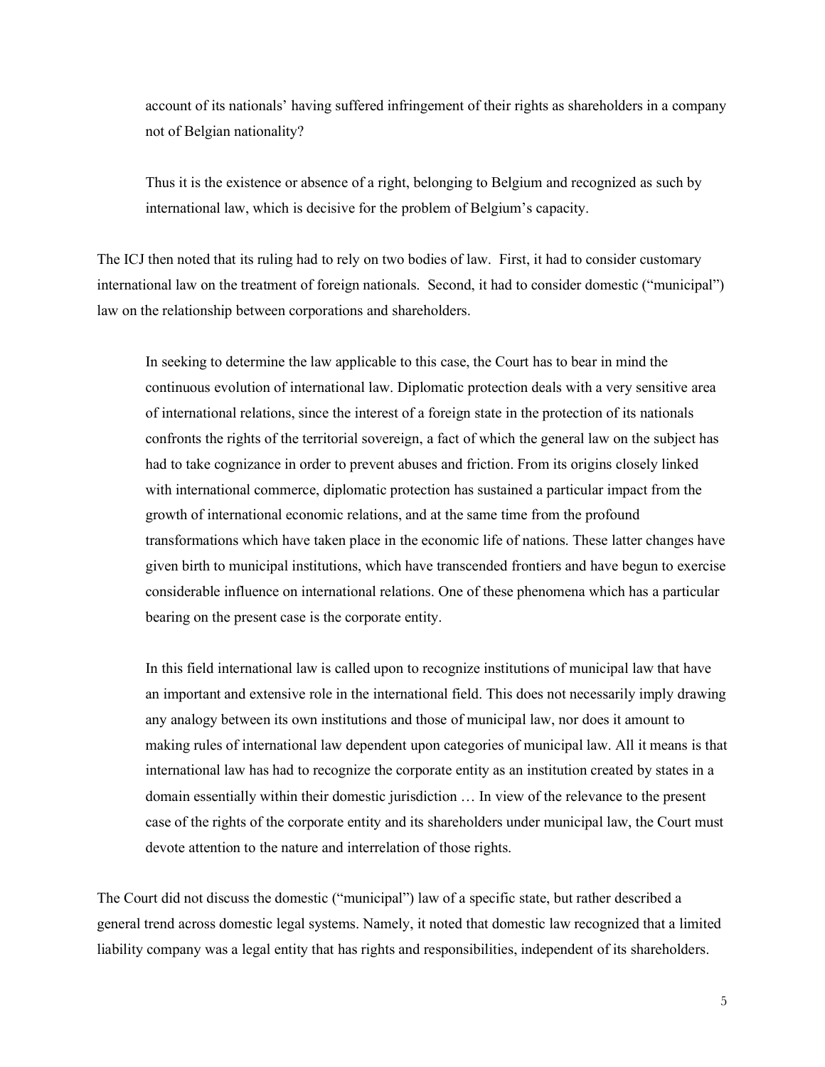> account of its nationals' having suffered infringement of their rights as shareholders in a company not of Belgian nationality?
>
> Thus it is the existence or absence of a right, belonging to Belgium and recognized as such by international law, which is decisive for the problem of Belgium's capacity.

The ICJ then noted that its ruling had to rely on two bodies of law. First, it had to consider customary international law on the treatment of foreign nationals. Second, it had to consider domestic ("municipal") law on the relationship between corporations and shareholders.

> In seeking to determine the law applicable to this case, the Court has to bear in mind the continuous evolution of international law. Diplomatic protection deals with a very sensitive area of international relations, since the interest of a foreign state in the protection of its nationals confronts the rights of the territorial sovereign, a fact of which the general law on the subject has had to take cognizance in order to prevent abuses and friction. From its origins closely linked with international commerce, diplomatic protection has sustained a particular impact from the growth of international economic relations, and at the same time from the profound transformations which have taken place in the economic life of nations. These latter changes have given birth to municipal institutions, which have transcended frontiers and have begun to exercise considerable influence on international relations. One of these phenomena which has a particular bearing on the present case is the corporate entity.
>
> In this field international law is called upon to recognize institutions of municipal law that have an important and extensive role in the international field. This does not necessarily imply drawing any analogy between its own institutions and those of municipal law, nor does it amount to making rules of international law dependent upon categories of municipal law. All it means is that international law has had to recognize the corporate entity as an institution created by states in a domain essentially within their domestic jurisdiction … In view of the relevance to the present case of the rights of the corporate entity and its shareholders under municipal law, the Court must devote attention to the nature and interrelation of those rights.

The Court did not discuss the domestic ("municipal") law of a specific state, but rather described a general trend across domestic legal systems. Namely, it noted that domestic law recognized that a limited liability company was a legal entity that has rights and responsibilities, independent of its shareholders.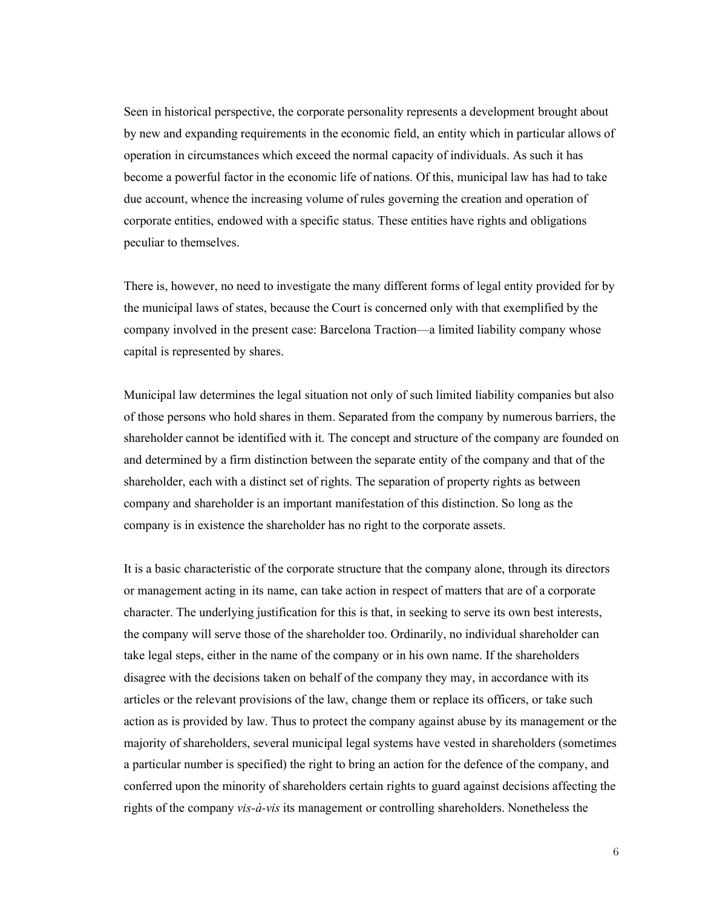Seen in historical perspective, the corporate personality represents a development brought about by new and expanding requirements in the economic field, an entity which in particular allows of operation in circumstances which exceed the normal capacity of individuals. As such it has become a powerful factor in the economic life of nations. Of this, municipal law has had to take due account, whence the increasing volume of rules governing the creation and operation of corporate entities, endowed with a specific status. These entities have rights and obligations peculiar to themselves.

There is, however, no need to investigate the many different forms of legal entity provided for by the municipal laws of states, because the Court is concerned only with that exemplified by the company involved in the present case: Barcelona Traction—a limited liability company whose capital is represented by shares.

Municipal law determines the legal situation not only of such limited liability companies but also of those persons who hold shares in them. Separated from the company by numerous barriers, the shareholder cannot be identified with it. The concept and structure of the company are founded on and determined by a firm distinction between the separate entity of the company and that of the shareholder, each with a distinct set of rights. The separation of property rights as between company and shareholder is an important manifestation of this distinction. So long as the company is in existence the shareholder has no right to the corporate assets.

It is a basic characteristic of the corporate structure that the company alone, through its directors or management acting in its name, can take action in respect of matters that are of a corporate character. The underlying justification for this is that, in seeking to serve its own best interests, the company will serve those of the shareholder too. Ordinarily, no individual shareholder can take legal steps, either in the name of the company or in his own name. If the shareholders disagree with the decisions taken on behalf of the company they may, in accordance with its articles or the relevant provisions of the law, change them or replace its officers, or take such action as is provided by law. Thus to protect the company against abuse by its management or the majority of shareholders, several municipal legal systems have vested in shareholders (sometimes a particular number is specified) the right to bring an action for the defence of the company, and conferred upon the minority of shareholders certain rights to guard against decisions affecting the rights of the company *vis-à-vis* its management or controlling shareholders. Nonetheless the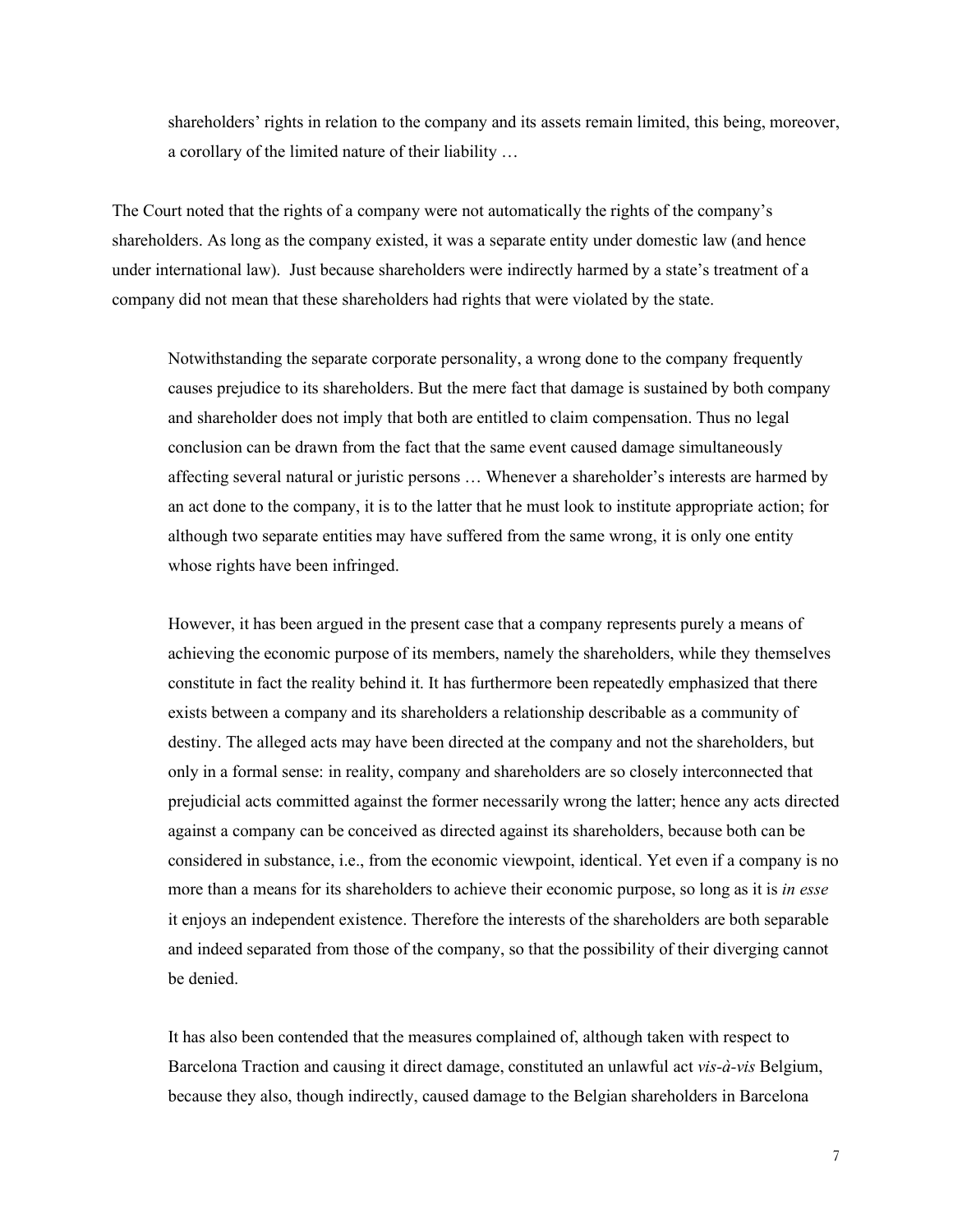> shareholders' rights in relation to the company and its assets remain limited, this being, moreover, a corollary of the limited nature of their liability …

The Court noted that the rights of a company were not automatically the rights of the company's shareholders. As long as the company existed, it was a separate entity under domestic law (and hence under international law). Just because shareholders were indirectly harmed by a state's treatment of a company did not mean that these shareholders had rights that were violated by the state.

> Notwithstanding the separate corporate personality, a wrong done to the company frequently causes prejudice to its shareholders. But the mere fact that damage is sustained by both company and shareholder does not imply that both are entitled to claim compensation. Thus no legal conclusion can be drawn from the fact that the same event caused damage simultaneously affecting several natural or juristic persons … Whenever a shareholder's interests are harmed by an act done to the company, it is to the latter that he must look to institute appropriate action; for although two separate entities may have suffered from the same wrong, it is only one entity whose rights have been infringed.
>
> However, it has been argued in the present case that a company represents purely a means of achieving the economic purpose of its members, namely the shareholders, while they themselves constitute in fact the reality behind it. It has furthermore been repeatedly emphasized that there exists between a company and its shareholders a relationship describable as a community of destiny. The alleged acts may have been directed at the company and not the shareholders, but only in a formal sense: in reality, company and shareholders are so closely interconnected that prejudicial acts committed against the former necessarily wrong the latter; hence any acts directed against a company can be conceived as directed against its shareholders, because both can be considered in substance, i.e., from the economic viewpoint, identical. Yet even if a company is no more than a means for its shareholders to achieve their economic purpose, so long as it is *in esse* it enjoys an independent existence. Therefore the interests of the shareholders are both separable and indeed separated from those of the company, so that the possibility of their diverging cannot be denied.
>
> It has also been contended that the measures complained of, although taken with respect to Barcelona Traction and causing it direct damage, constituted an unlawful act *vis-à-vis* Belgium, because they also, though indirectly, caused damage to the Belgian shareholders in Barcelona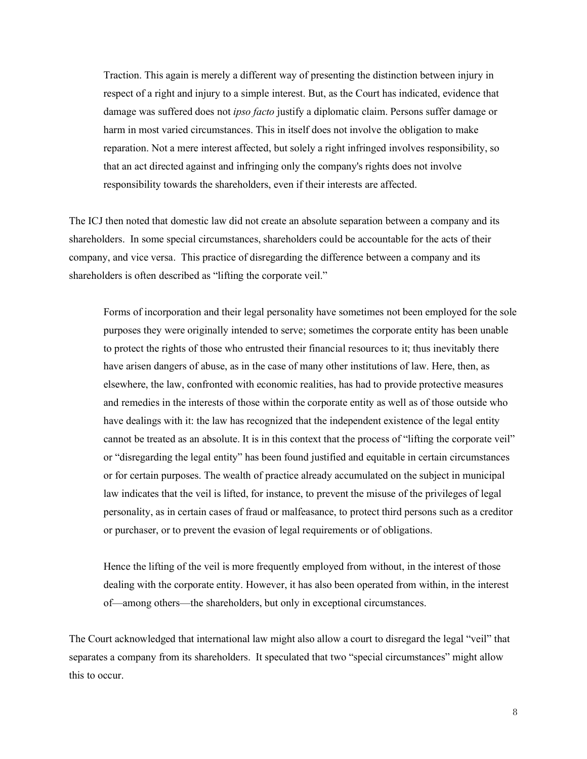> Traction. This again is merely a different way of presenting the distinction between injury in respect of a right and injury to a simple interest. But, as the Court has indicated, evidence that damage was suffered does not *ipso facto* justify a diplomatic claim. Persons suffer damage or harm in most varied circumstances. This in itself does not involve the obligation to make reparation. Not a mere interest affected, but solely a right infringed involves responsibility, so that an act directed against and infringing only the company's rights does not involve responsibility towards the shareholders, even if their interests are affected.

The ICJ then noted that domestic law did not create an absolute separation between a company and its shareholders. In some special circumstances, shareholders could be accountable for the acts of their company, and vice versa. This practice of disregarding the difference between a company and its shareholders is often described as "lifting the corporate veil."

> Forms of incorporation and their legal personality have sometimes not been employed for the sole purposes they were originally intended to serve; sometimes the corporate entity has been unable to protect the rights of those who entrusted their financial resources to it; thus inevitably there have arisen dangers of abuse, as in the case of many other institutions of law. Here, then, as elsewhere, the law, confronted with economic realities, has had to provide protective measures and remedies in the interests of those within the corporate entity as well as of those outside who have dealings with it: the law has recognized that the independent existence of the legal entity cannot be treated as an absolute. It is in this context that the process of "lifting the corporate veil" or "disregarding the legal entity" has been found justified and equitable in certain circumstances or for certain purposes. The wealth of practice already accumulated on the subject in municipal law indicates that the veil is lifted, for instance, to prevent the misuse of the privileges of legal personality, as in certain cases of fraud or malfeasance, to protect third persons such as a creditor or purchaser, or to prevent the evasion of legal requirements or of obligations.
>
> Hence the lifting of the veil is more frequently employed from without, in the interest of those dealing with the corporate entity. However, it has also been operated from within, in the interest of—among others—the shareholders, but only in exceptional circumstances.

The Court acknowledged that international law might also allow a court to disregard the legal "veil" that separates a company from its shareholders. It speculated that two "special circumstances" might allow this to occur.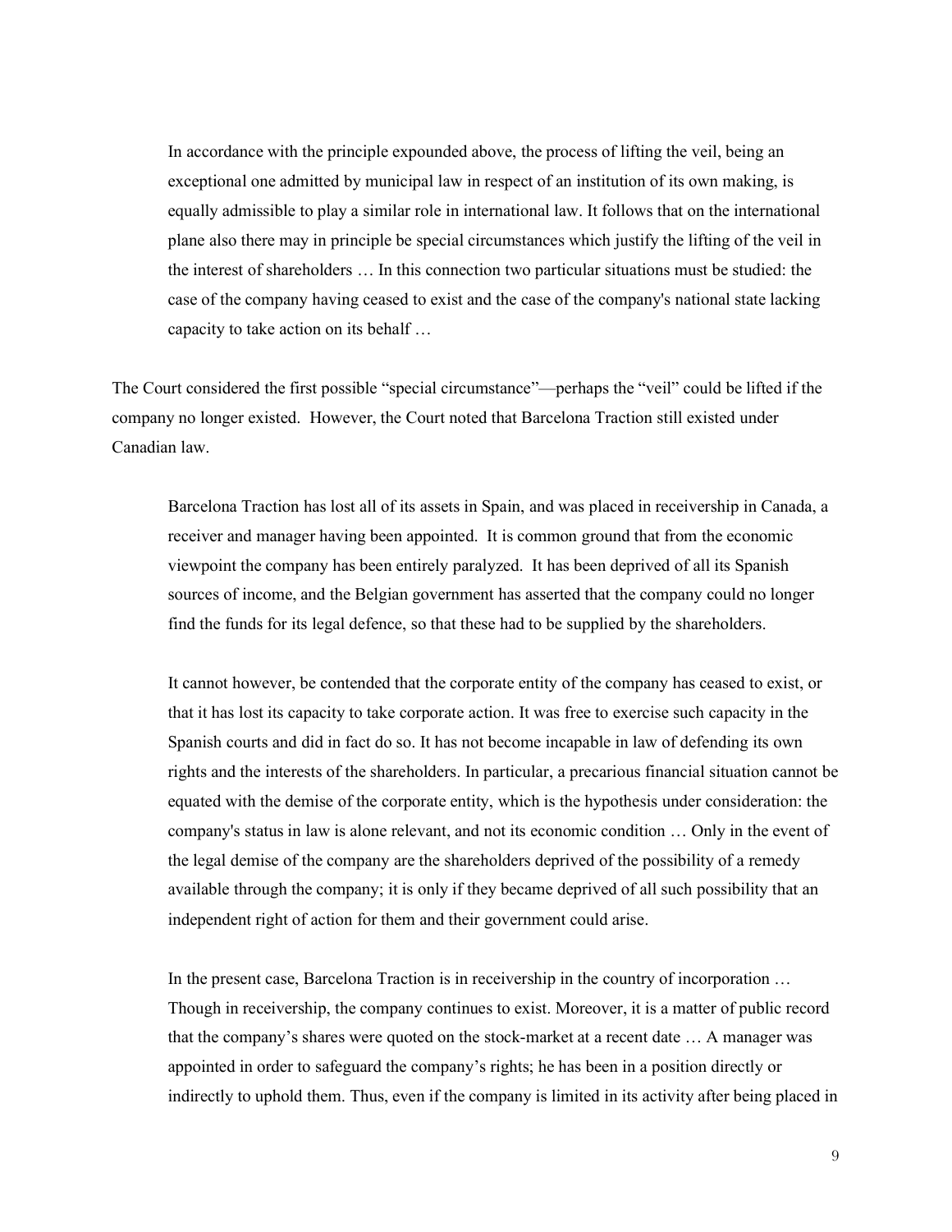> In accordance with the principle expounded above, the process of lifting the veil, being an exceptional one admitted by municipal law in respect of an institution of its own making, is equally admissible to play a similar role in international law. It follows that on the international plane also there may in principle be special circumstances which justify the lifting of the veil in the interest of shareholders … In this connection two particular situations must be studied: the case of the company having ceased to exist and the case of the company's national state lacking capacity to take action on its behalf …

The Court considered the first possible "special circumstance"—perhaps the "veil" could be lifted if the company no longer existed. However, the Court noted that Barcelona Traction still existed under Canadian law.

> Barcelona Traction has lost all of its assets in Spain, and was placed in receivership in Canada, a receiver and manager having been appointed. It is common ground that from the economic viewpoint the company has been entirely paralyzed. It has been deprived of all its Spanish sources of income, and the Belgian government has asserted that the company could no longer find the funds for its legal defence, so that these had to be supplied by the shareholders.
>
> It cannot however, be contended that the corporate entity of the company has ceased to exist, or that it has lost its capacity to take corporate action. It was free to exercise such capacity in the Spanish courts and did in fact do so. It has not become incapable in law of defending its own rights and the interests of the shareholders. In particular, a precarious financial situation cannot be equated with the demise of the corporate entity, which is the hypothesis under consideration: the company's status in law is alone relevant, and not its economic condition … Only in the event of the legal demise of the company are the shareholders deprived of the possibility of a remedy available through the company; it is only if they became deprived of all such possibility that an independent right of action for them and their government could arise.
>
> In the present case, Barcelona Traction is in receivership in the country of incorporation … Though in receivership, the company continues to exist. Moreover, it is a matter of public record that the company's shares were quoted on the stock-market at a recent date … A manager was appointed in order to safeguard the company's rights; he has been in a position directly or indirectly to uphold them. Thus, even if the company is limited in its activity after being placed in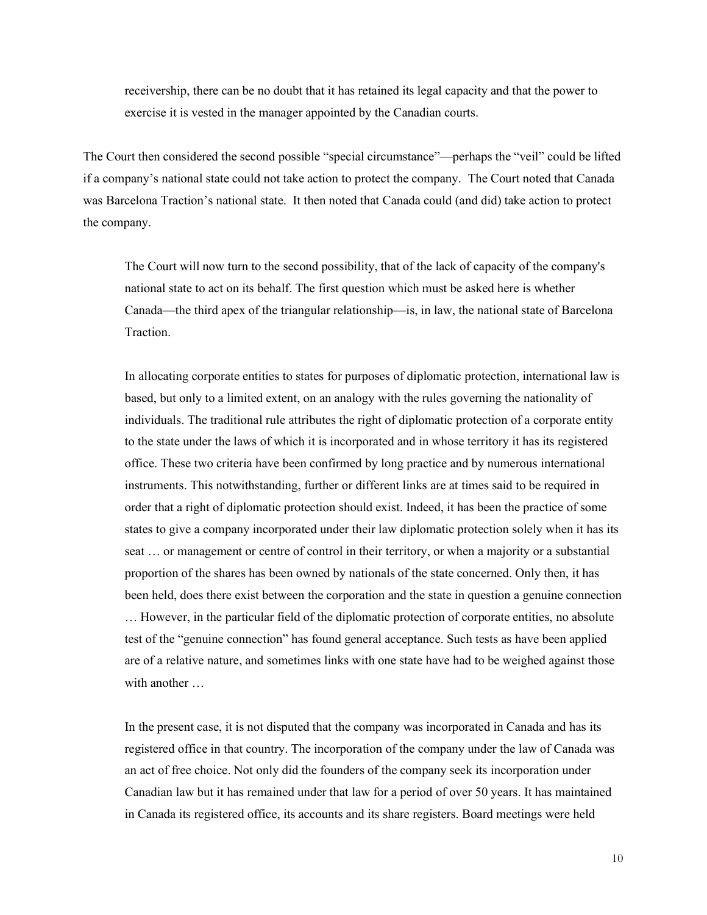> receivership, there can be no doubt that it has retained its legal capacity and that the power to exercise it is vested in the manager appointed by the Canadian courts.

The Court then considered the second possible "special circumstance"—perhaps the "veil" could be lifted if a company's national state could not take action to protect the company. The Court noted that Canada was Barcelona Traction's national state. It then noted that Canada could (and did) take action to protect the company.

> The Court will now turn to the second possibility, that of the lack of capacity of the company's national state to act on its behalf. The first question which must be asked here is whether Canada—the third apex of the triangular relationship—is, in law, the national state of Barcelona Traction.
>
> In allocating corporate entities to states for purposes of diplomatic protection, international law is based, but only to a limited extent, on an analogy with the rules governing the nationality of individuals. The traditional rule attributes the right of diplomatic protection of a corporate entity to the state under the laws of which it is incorporated and in whose territory it has its registered office. These two criteria have been confirmed by long practice and by numerous international instruments. This notwithstanding, further or different links are at times said to be required in order that a right of diplomatic protection should exist. Indeed, it has been the practice of some states to give a company incorporated under their law diplomatic protection solely when it has its seat … or management or centre of control in their territory, or when a majority or a substantial proportion of the shares has been owned by nationals of the state concerned. Only then, it has been held, does there exist between the corporation and the state in question a genuine connection … However, in the particular field of the diplomatic protection of corporate entities, no absolute test of the "genuine connection" has found general acceptance. Such tests as have been applied are of a relative nature, and sometimes links with one state have had to be weighed against those with another …
>
> In the present case, it is not disputed that the company was incorporated in Canada and has its registered office in that country. The incorporation of the company under the law of Canada was an act of free choice. Not only did the founders of the company seek its incorporation under Canadian law but it has remained under that law for a period of over 50 years. It has maintained in Canada its registered office, its accounts and its share registers. Board meetings were held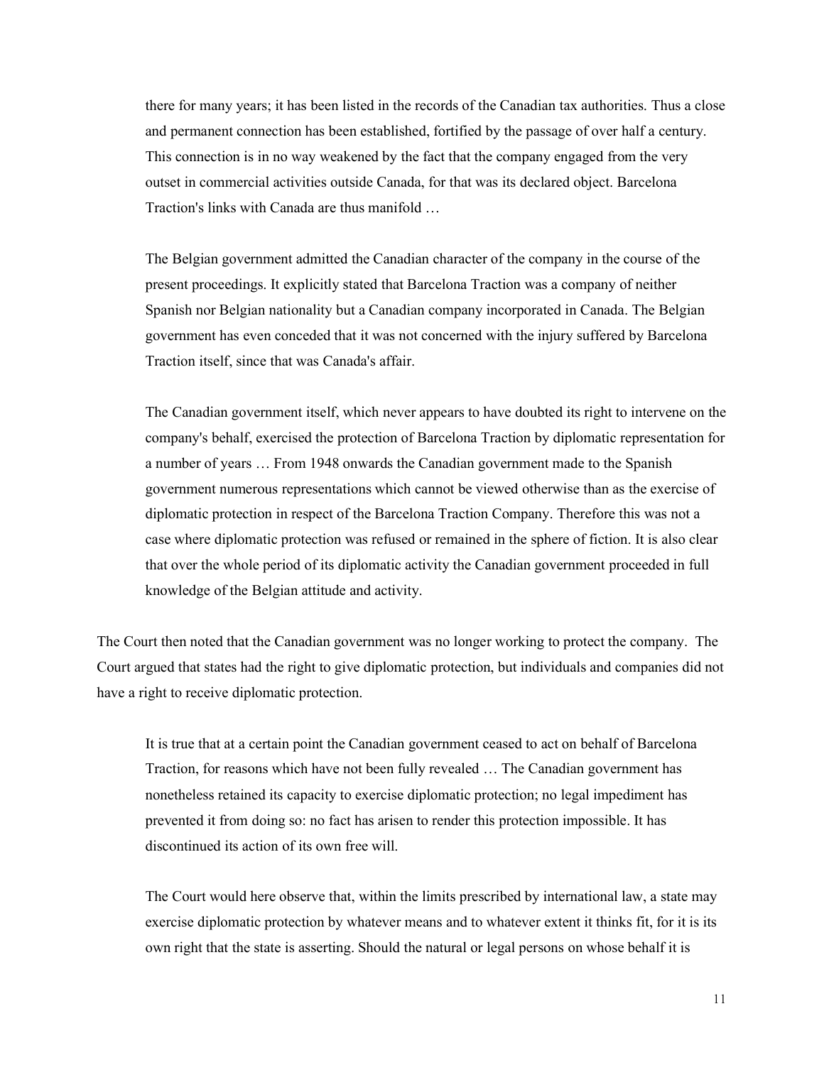> there for many years; it has been listed in the records of the Canadian tax authorities. Thus a close and permanent connection has been established, fortified by the passage of over half a century. This connection is in no way weakened by the fact that the company engaged from the very outset in commercial activities outside Canada, for that was its declared object. Barcelona Traction's links with Canada are thus manifold …
>
> The Belgian government admitted the Canadian character of the company in the course of the present proceedings. It explicitly stated that Barcelona Traction was a company of neither Spanish nor Belgian nationality but a Canadian company incorporated in Canada. The Belgian government has even conceded that it was not concerned with the injury suffered by Barcelona Traction itself, since that was Canada's affair.
>
> The Canadian government itself, which never appears to have doubted its right to intervene on the company's behalf, exercised the protection of Barcelona Traction by diplomatic representation for a number of years … From 1948 onwards the Canadian government made to the Spanish government numerous representations which cannot be viewed otherwise than as the exercise of diplomatic protection in respect of the Barcelona Traction Company. Therefore this was not a case where diplomatic protection was refused or remained in the sphere of fiction. It is also clear that over the whole period of its diplomatic activity the Canadian government proceeded in full knowledge of the Belgian attitude and activity.

The Court then noted that the Canadian government was no longer working to protect the company. The Court argued that states had the right to give diplomatic protection, but individuals and companies did not have a right to receive diplomatic protection.

> It is true that at a certain point the Canadian government ceased to act on behalf of Barcelona Traction, for reasons which have not been fully revealed … The Canadian government has nonetheless retained its capacity to exercise diplomatic protection; no legal impediment has prevented it from doing so: no fact has arisen to render this protection impossible. It has discontinued its action of its own free will.
>
> The Court would here observe that, within the limits prescribed by international law, a state may exercise diplomatic protection by whatever means and to whatever extent it thinks fit, for it is its own right that the state is asserting. Should the natural or legal persons on whose behalf it is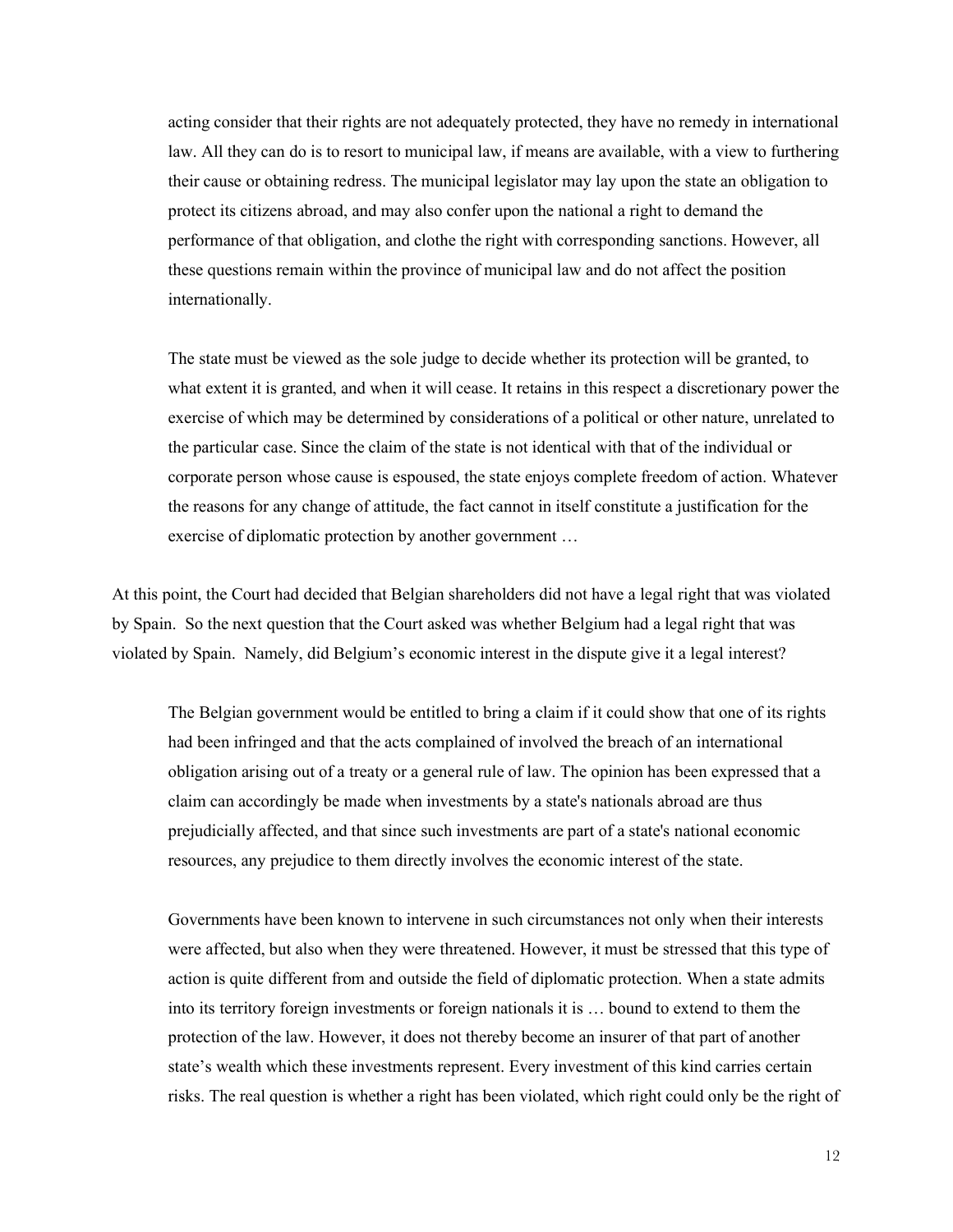> acting consider that their rights are not adequately protected, they have no remedy in international law. All they can do is to resort to municipal law, if means are available, with a view to furthering their cause or obtaining redress. The municipal legislator may lay upon the state an obligation to protect its citizens abroad, and may also confer upon the national a right to demand the performance of that obligation, and clothe the right with corresponding sanctions. However, all these questions remain within the province of municipal law and do not affect the position internationally.
>
> The state must be viewed as the sole judge to decide whether its protection will be granted, to what extent it is granted, and when it will cease. It retains in this respect a discretionary power the exercise of which may be determined by considerations of a political or other nature, unrelated to the particular case. Since the claim of the state is not identical with that of the individual or corporate person whose cause is espoused, the state enjoys complete freedom of action. Whatever the reasons for any change of attitude, the fact cannot in itself constitute a justification for the exercise of diplomatic protection by another government …

At this point, the Court had decided that Belgian shareholders did not have a legal right that was violated by Spain. So the next question that the Court asked was whether Belgium had a legal right that was violated by Spain. Namely, did Belgium's economic interest in the dispute give it a legal interest?

> The Belgian government would be entitled to bring a claim if it could show that one of its rights had been infringed and that the acts complained of involved the breach of an international obligation arising out of a treaty or a general rule of law. The opinion has been expressed that a claim can accordingly be made when investments by a state's nationals abroad are thus prejudicially affected, and that since such investments are part of a state's national economic resources, any prejudice to them directly involves the economic interest of the state.
>
> Governments have been known to intervene in such circumstances not only when their interests were affected, but also when they were threatened. However, it must be stressed that this type of action is quite different from and outside the field of diplomatic protection. When a state admits into its territory foreign investments or foreign nationals it is … bound to extend to them the protection of the law. However, it does not thereby become an insurer of that part of another state's wealth which these investments represent. Every investment of this kind carries certain risks. The real question is whether a right has been violated, which right could only be the right of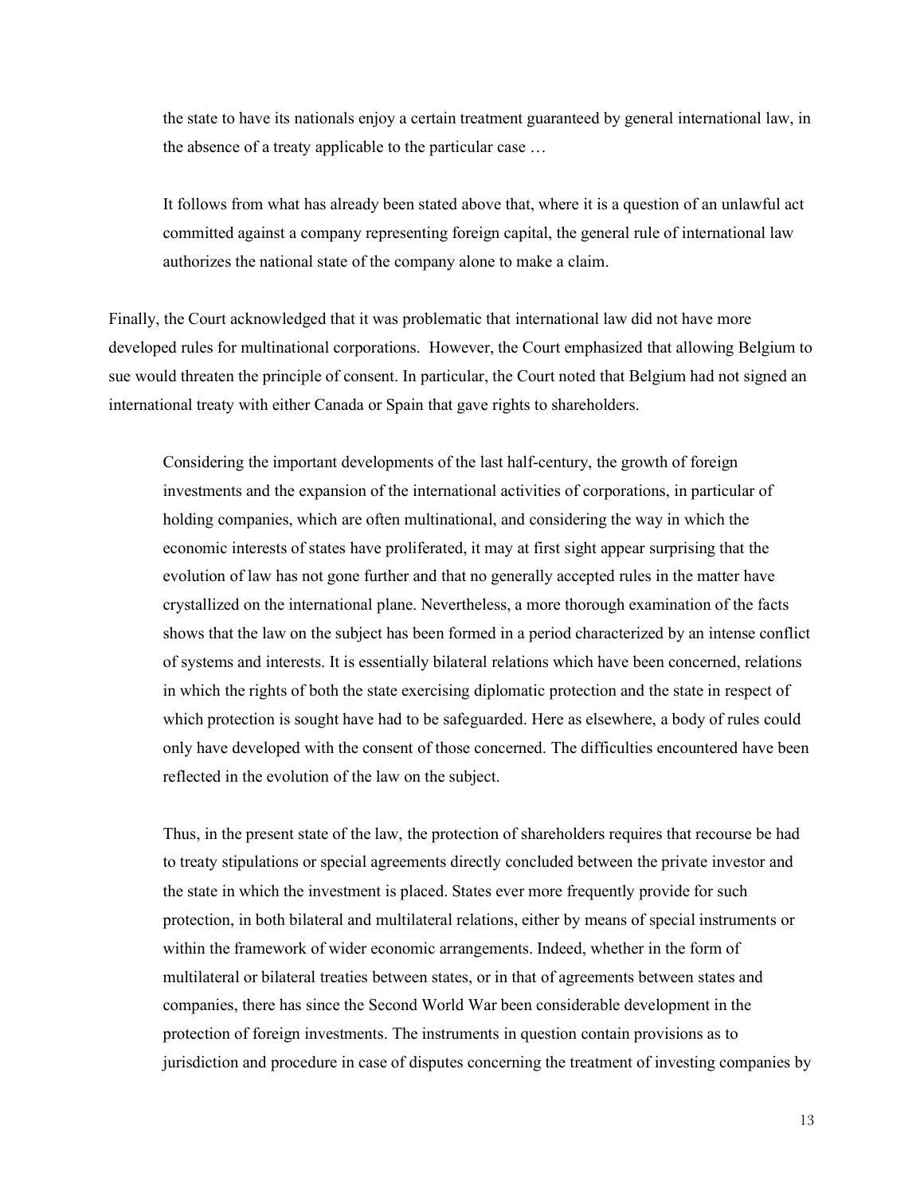> the state to have its nationals enjoy a certain treatment guaranteed by general international law, in the absence of a treaty applicable to the particular case …
>
> It follows from what has already been stated above that, where it is a question of an unlawful act committed against a company representing foreign capital, the general rule of international law authorizes the national state of the company alone to make a claim.

Finally, the Court acknowledged that it was problematic that international law did not have more developed rules for multinational corporations. However, the Court emphasized that allowing Belgium to sue would threaten the principle of consent. In particular, the Court noted that Belgium had not signed an international treaty with either Canada or Spain that gave rights to shareholders.

> Considering the important developments of the last half-century, the growth of foreign investments and the expansion of the international activities of corporations, in particular of holding companies, which are often multinational, and considering the way in which the economic interests of states have proliferated, it may at first sight appear surprising that the evolution of law has not gone further and that no generally accepted rules in the matter have crystallized on the international plane. Nevertheless, a more thorough examination of the facts shows that the law on the subject has been formed in a period characterized by an intense conflict of systems and interests. It is essentially bilateral relations which have been concerned, relations in which the rights of both the state exercising diplomatic protection and the state in respect of which protection is sought have had to be safeguarded. Here as elsewhere, a body of rules could only have developed with the consent of those concerned. The difficulties encountered have been reflected in the evolution of the law on the subject.
>
> Thus, in the present state of the law, the protection of shareholders requires that recourse be had to treaty stipulations or special agreements directly concluded between the private investor and the state in which the investment is placed. States ever more frequently provide for such protection, in both bilateral and multilateral relations, either by means of special instruments or within the framework of wider economic arrangements. Indeed, whether in the form of multilateral or bilateral treaties between states, or in that of agreements between states and companies, there has since the Second World War been considerable development in the protection of foreign investments. The instruments in question contain provisions as to jurisdiction and procedure in case of disputes concerning the treatment of investing companies by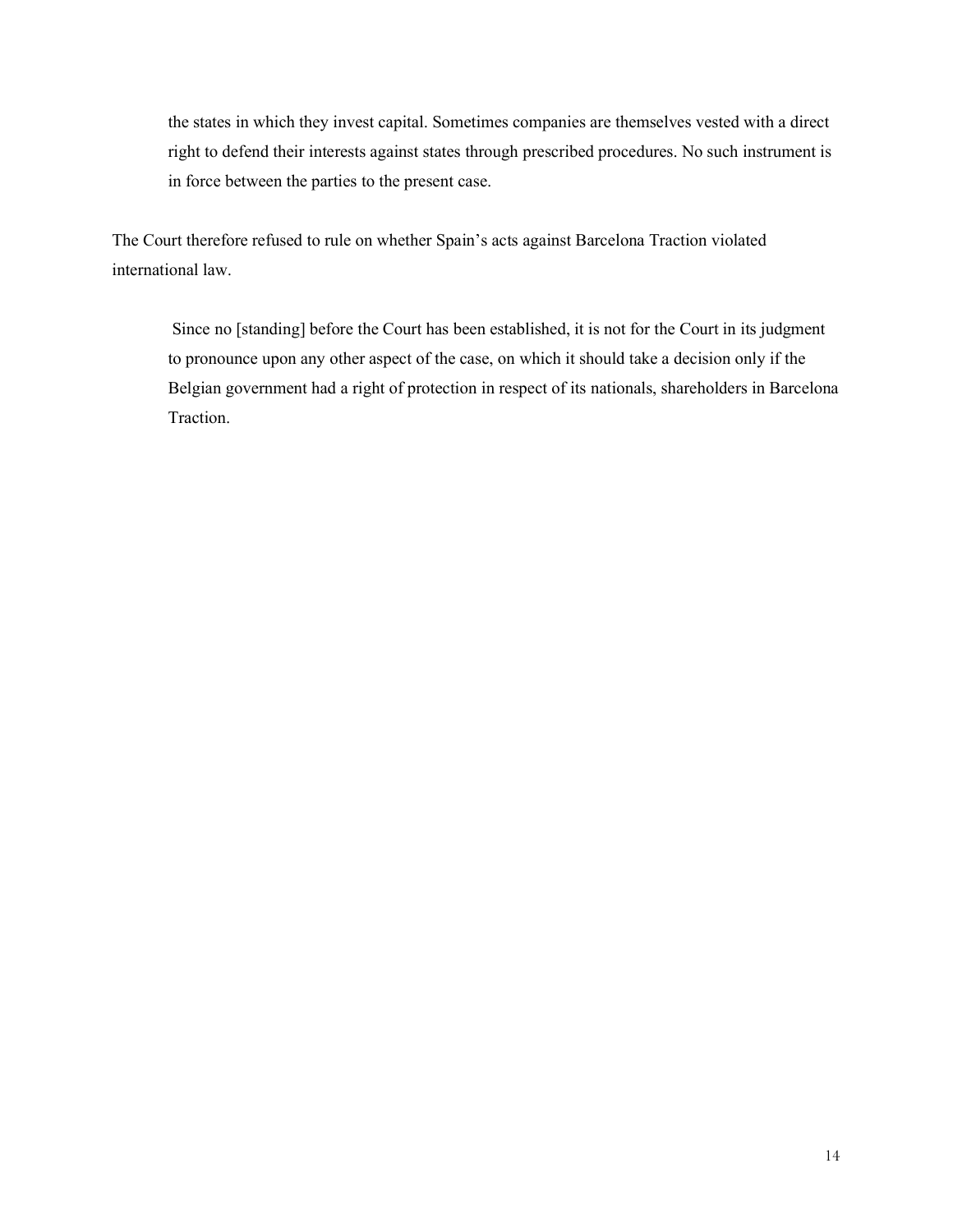> the states in which they invest capital. Sometimes companies are themselves vested with a direct right to defend their interests against states through prescribed procedures. No such instrument is in force between the parties to the present case.

The Court therefore refused to rule on whether Spain's acts against Barcelona Traction violated international law.

> Since no [standing] before the Court has been established, it is not for the Court in its judgment to pronounce upon any other aspect of the case, on which it should take a decision only if the Belgian government had a right of protection in respect of its nationals, shareholders in Barcelona Traction.